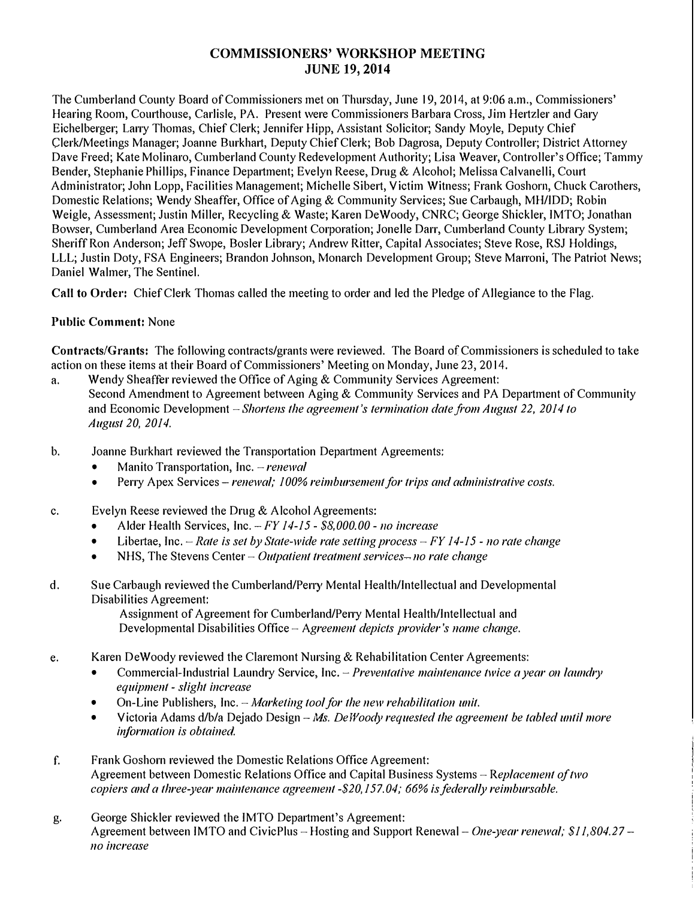# COMMISSIONERS' WORKSHOP MEETING
# JUNE 19, 2014

The Cumberland County Board of Commissioners met on Thursday, June 19, 2014, at 9:06 a.m., Commissioners' Hearing Room, Courthouse, Carlisle, PA. Present were Commissioners Barbara Cross, Jim Hertzler and Gary Eichelberger; Larry Thomas, Chief Clerk; Jennifer Hipp, Assistant Solicitor; Sandy Moyle, Deputy Chief Clerk/Meetings Manager; Joanne Burkhart, Deputy Chief Clerk; Bob Dagrosa, Deputy Controller; District Attorney Dave Freed; Kate Molinaro, Cumberland County Redevelopment Authority; Lisa Weaver, Controller's Office; Tammy Bender, Stephanie Phillips, Finance Department; Evelyn Reese, Drug & Alcohol; Melissa Calvanelli, Court Administrator; John Lopp, Facilities Management; Michelle Sibert, Victim Witness; Frank Goshorn, Chuck Carothers, Domestic Relations; Wendy Sheaffer, Office of Aging & Community Services; Sue Carbaugh, MH/IDD; Robin Weigle, Assessment; Justin Miller, Recycling & Waste; Karen DeWoody, CNRC; George Shickler, IMTO; Jonathan Bowser, Cumberland Area Economic Development Corporation; Jonelle Darr, Cumberland County Library System; Sheriff Ron Anderson; Jeff Swope, Bosler Library; Andrew Ritter, Capital Associates; Steve Rose, RSJ Holdings, LLL; Justin Doty, FSA Engineers; Brandon Johnson, Monarch Development Group; Steve Marroni, The Patriot News; Daniel Walmer, The Sentinel.

**Call to Order:** Chief Clerk Thomas called the meeting to order and led the Pledge of Allegiance to the Flag.

**Public Comment:** None

**Contracts/Grants:** The following contracts/grants were reviewed. The Board of Commissioners is scheduled to take action on these items at their Board of Commissioners' Meeting on Monday, June 23, 2014.

a. Wendy Sheaffer reviewed the Office of Aging & Community Services Agreement:
   Second Amendment to Agreement between Aging & Community Services and PA Department of Community and Economic Development – *Shortens the agreement's termination date from August 22, 2014 to August 20, 2014.*

b. Joanne Burkhart reviewed the Transportation Department Agreements:
   - Manito Transportation, Inc. – *renewal*
   - Perry Apex Services – *renewal; 100% reimbursement for trips and administrative costs.*

c. Evelyn Reese reviewed the Drug & Alcohol Agreements:
   - Alder Health Services, Inc. – *FY 14-15 - $8,000.00 - no increase*
   - Libertae, Inc. – *Rate is set by State-wide rate setting process – FY 14-15 - no rate change*
   - NHS, The Stevens Center – *Outpatient treatment services– no rate change*

d. Sue Carbaugh reviewed the Cumberland/Perry Mental Health/Intellectual and Developmental Disabilities Agreement:
   Assignment of Agreement for Cumberland/Perry Mental Health/Intellectual and Developmental Disabilities Office – *Agreement depicts provider's name change.*

e. Karen DeWoody reviewed the Claremont Nursing & Rehabilitation Center Agreements:
   - Commercial-Industrial Laundry Service, Inc. – *Preventative maintenance twice a year on laundry equipment - slight increase*
   - On-Line Publishers, Inc. – *Marketing tool for the new rehabilitation unit.*
   - Victoria Adams d/b/a Dejado Design – *Ms. DeWoody requested the agreement be tabled until more information is obtained.*

f. Frank Goshorn reviewed the Domestic Relations Office Agreement:
   Agreement between Domestic Relations Office and Capital Business Systems – *Replacement of two copiers and a three-year maintenance agreement -$20,157.04; 66% is federally reimbursable.*

g. George Shickler reviewed the IMTO Department's Agreement:
   Agreement between IMTO and CivicPlus – Hosting and Support Renewal – *One-year renewal; $11,804.27 – no increase*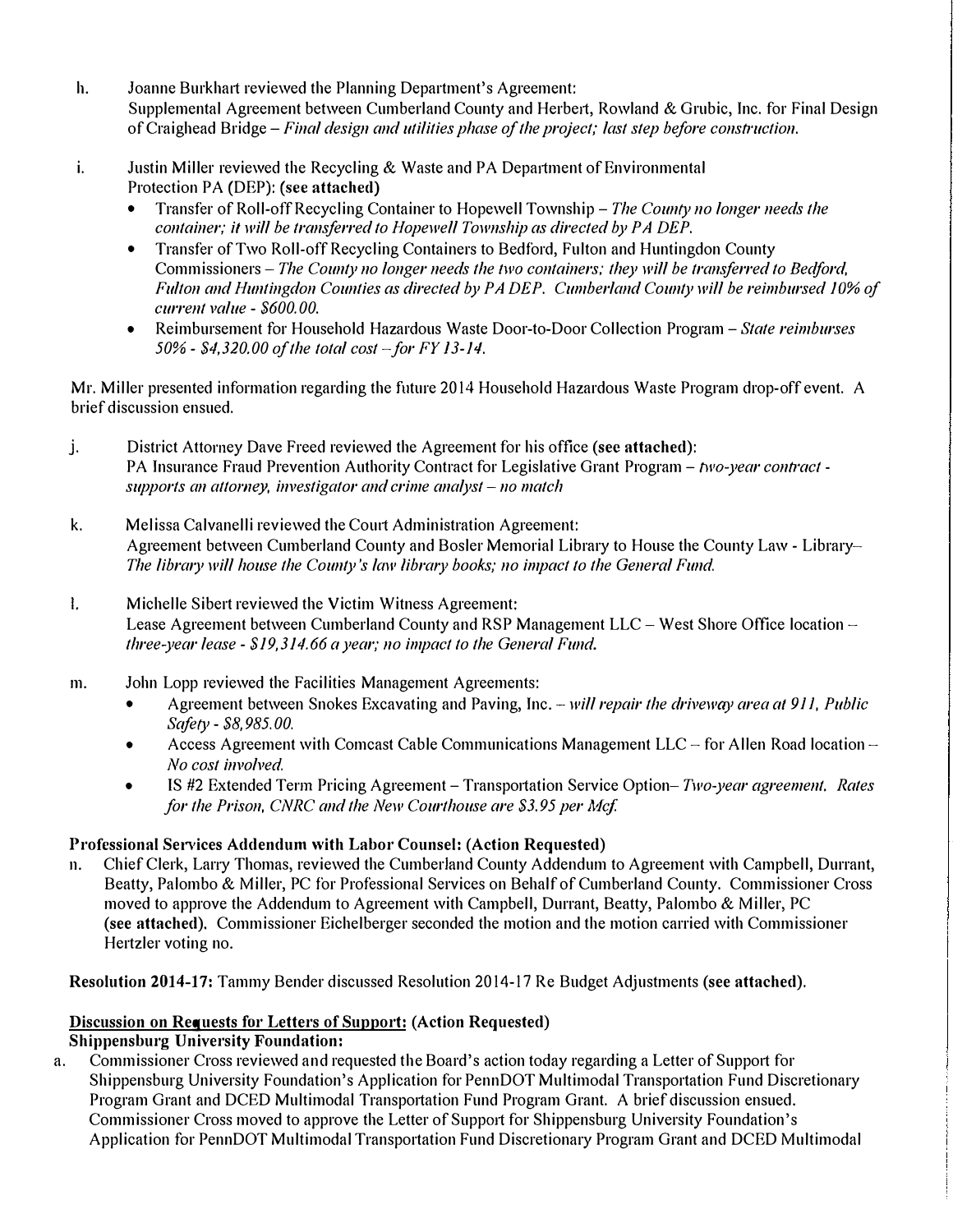h. Joanne Burkhart reviewed the Planning Department's Agreement:
Supplemental Agreement between Cumberland County and Herbert, Rowland & Grubic, Inc. for Final Design of Craighead Bridge – *Final design and utilities phase of the project; last step before construction.*

i. Justin Miller reviewed the Recycling & Waste and PA Department of Environmental Protection PA (DEP): **(see attached)**

- Transfer of Roll-off Recycling Container to Hopewell Township – *The County no longer needs the container; it will be transferred to Hopewell Township as directed by PA DEP.*
- Transfer of Two Roll-off Recycling Containers to Bedford, Fulton and Huntingdon County Commissioners – *The County no longer needs the two containers; they will be transferred to Bedford, Fulton and Huntingdon Counties as directed by PA DEP. Cumberland County will be reimbursed 10% of current value - $600.00.*
- Reimbursement for Household Hazardous Waste Door-to-Door Collection Program – *State reimburses 50% - $4,320.00 of the total cost – for FY 13-14.*

Mr. Miller presented information regarding the future 2014 Household Hazardous Waste Program drop-off event. A brief discussion ensued.

j. District Attorney Dave Freed reviewed the Agreement for his office **(see attached)**:
PA Insurance Fraud Prevention Authority Contract for Legislative Grant Program – *two-year contract - supports an attorney, investigator and crime analyst – no match*

k. Melissa Calvanelli reviewed the Court Administration Agreement:
Agreement between Cumberland County and Bosler Memorial Library to House the County Law - Library– *The library will house the County's law library books; no impact to the General Fund.*

l. Michelle Sibert reviewed the Victim Witness Agreement:
Lease Agreement between Cumberland County and RSP Management LLC – West Shore Office location – *three-year lease - $19,314.66 a year; no impact to the General Fund.*

m. John Lopp reviewed the Facilities Management Agreements:

- Agreement between Snokes Excavating and Paving, Inc. – *will repair the driveway area at 911, Public Safety - $8,985.00.*
- Access Agreement with Comcast Cable Communications Management LLC – for Allen Road location – *No cost involved.*
- IS #2 Extended Term Pricing Agreement – Transportation Service Option– *Two-year agreement. Rates for the Prison, CNRC and the New Courthouse are $3.95 per Mcf.*

**Professional Services Addendum with Labor Counsel: (Action Requested)**

n. Chief Clerk, Larry Thomas, reviewed the Cumberland County Addendum to Agreement with Campbell, Durrant, Beatty, Palombo & Miller, PC for Professional Services on Behalf of Cumberland County. Commissioner Cross moved to approve the Addendum to Agreement with Campbell, Durrant, Beatty, Palombo & Miller, PC **(see attached)**. Commissioner Eichelberger seconded the motion and the motion carried with Commissioner Hertzler voting no.

**Resolution 2014-17:** Tammy Bender discussed Resolution 2014-17 Re Budget Adjustments **(see attached)**.

**Discussion on Requests for Letters of Support: (Action Requested)**

**Shippensburg University Foundation:**

a. Commissioner Cross reviewed and requested the Board's action today regarding a Letter of Support for Shippensburg University Foundation's Application for PennDOT Multimodal Transportation Fund Discretionary Program Grant and DCED Multimodal Transportation Fund Program Grant. A brief discussion ensued. Commissioner Cross moved to approve the Letter of Support for Shippensburg University Foundation's Application for PennDOT Multimodal Transportation Fund Discretionary Program Grant and DCED Multimodal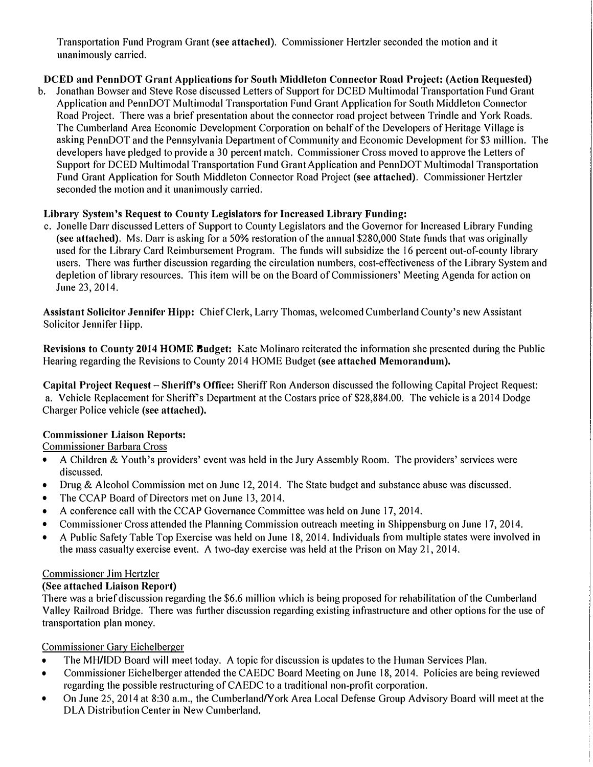Transportation Fund Program Grant **(see attached)**. Commissioner Hertzler seconded the motion and it unanimously carried.

**DCED and PennDOT Grant Applications for South Middleton Connector Road Project: (Action Requested)**

b. Jonathan Bowser and Steve Rose discussed Letters of Support for DCED Multimodal Transportation Fund Grant Application and PennDOT Multimodal Transportation Fund Grant Application for South Middleton Connector Road Project. There was a brief presentation about the connector road project between Trindle and York Roads. The Cumberland Area Economic Development Corporation on behalf of the Developers of Heritage Village is asking PennDOT and the Pennsylvania Department of Community and Economic Development for $3 million. The developers have pledged to provide a 30 percent match. Commissioner Cross moved to approve the Letters of Support for DCED Multimodal Transportation Fund Grant Application and PennDOT Multimodal Transportation Fund Grant Application for South Middleton Connector Road Project **(see attached)**. Commissioner Hertzler seconded the motion and it unanimously carried.

**Library System's Request to County Legislators for Increased Library Funding:**

c. Jonelle Darr discussed Letters of Support to County Legislators and the Governor for Increased Library Funding **(see attached)**. Ms. Darr is asking for a 50% restoration of the annual $280,000 State funds that was originally used for the Library Card Reimbursement Program. The funds will subsidize the 16 percent out-of-county library users. There was further discussion regarding the circulation numbers, cost-effectiveness of the Library System and depletion of library resources. This item will be on the Board of Commissioners' Meeting Agenda for action on June 23, 2014.

**Assistant Solicitor Jennifer Hipp:** Chief Clerk, Larry Thomas, welcomed Cumberland County's new Assistant Solicitor Jennifer Hipp.

**Revisions to County 2014 HOME Budget:** Kate Molinaro reiterated the information she presented during the Public Hearing regarding the Revisions to County 2014 HOME Budget **(see attached Memorandum).**

**Capital Project Request – Sheriff's Office:** Sheriff Ron Anderson discussed the following Capital Project Request:
a. Vehicle Replacement for Sheriff's Department at the Costars price of $28,884.00. The vehicle is a 2014 Dodge Charger Police vehicle **(see attached).**

**Commissioner Liaison Reports:**

Commissioner Barbara Cross

- A Children & Youth's providers' event was held in the Jury Assembly Room. The providers' services were discussed.
- Drug & Alcohol Commission met on June 12, 2014. The State budget and substance abuse was discussed.
- The CCAP Board of Directors met on June 13, 2014.
- A conference call with the CCAP Governance Committee was held on June 17, 2014.
- Commissioner Cross attended the Planning Commission outreach meeting in Shippensburg on June 17, 2014.
- A Public Safety Table Top Exercise was held on June 18, 2014. Individuals from multiple states were involved in the mass casualty exercise event. A two-day exercise was held at the Prison on May 21, 2014.

Commissioner Jim Hertzler

**(See attached Liaison Report)**

There was a brief discussion regarding the $6.6 million which is being proposed for rehabilitation of the Cumberland Valley Railroad Bridge. There was further discussion regarding existing infrastructure and other options for the use of transportation plan money.

Commissioner Gary Eichelberger

- The MH/IDD Board will meet today. A topic for discussion is updates to the Human Services Plan.
- Commissioner Eichelberger attended the CAEDC Board Meeting on June 18, 2014. Policies are being reviewed regarding the possible restructuring of CAEDC to a traditional non-profit corporation.
- On June 25, 2014 at 8:30 a.m., the Cumberland/York Area Local Defense Group Advisory Board will meet at the DLA Distribution Center in New Cumberland.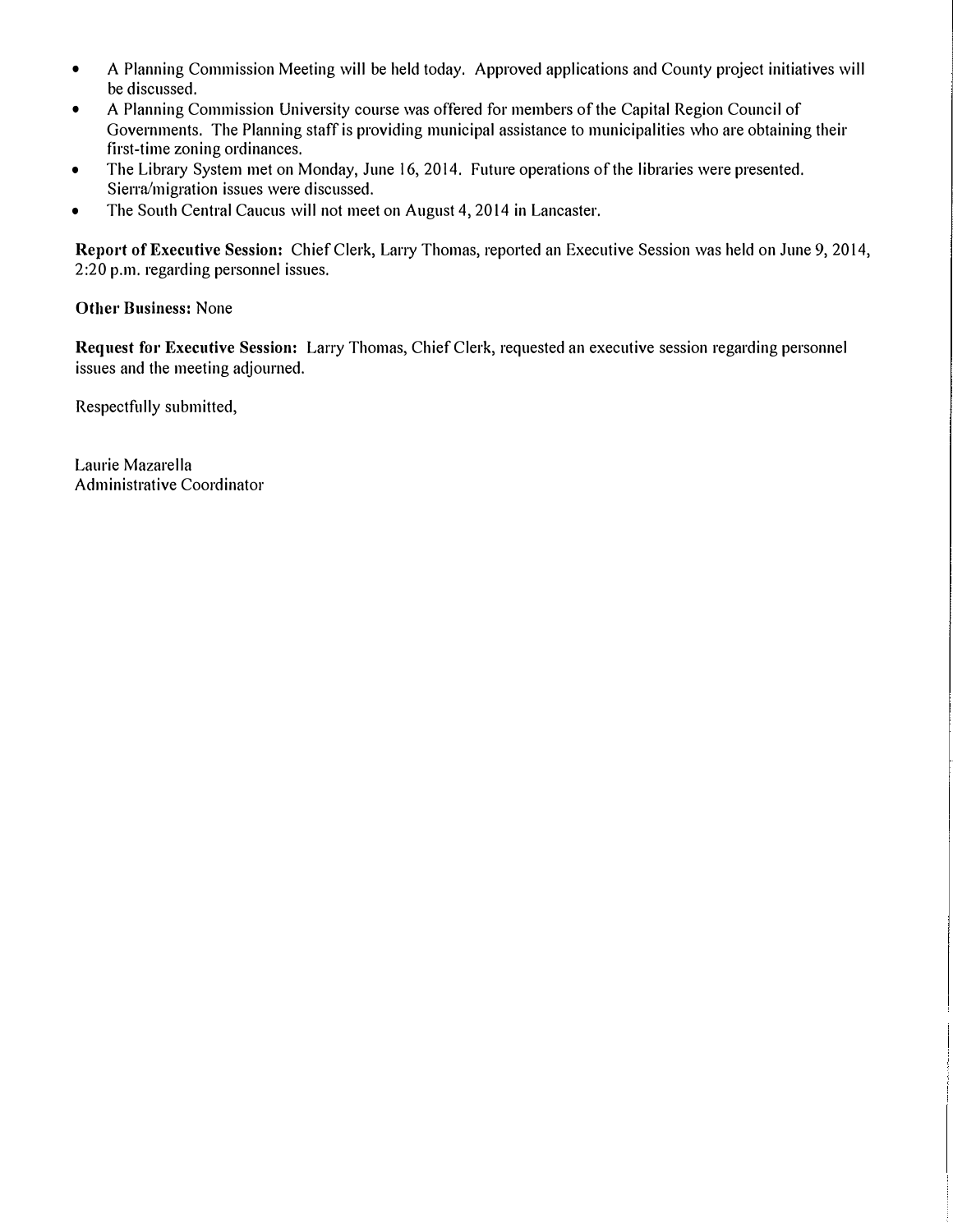- A Planning Commission Meeting will be held today. Approved applications and County project initiatives will be discussed.
- A Planning Commission University course was offered for members of the Capital Region Council of Governments. The Planning staff is providing municipal assistance to municipalities who are obtaining their first-time zoning ordinances.
- The Library System met on Monday, June 16, 2014. Future operations of the libraries were presented. Sierra/migration issues were discussed.
- The South Central Caucus will not meet on August 4, 2014 in Lancaster.

**Report of Executive Session:** Chief Clerk, Larry Thomas, reported an Executive Session was held on June 9, 2014, 2:20 p.m. regarding personnel issues.

**Other Business:** None

**Request for Executive Session:** Larry Thomas, Chief Clerk, requested an executive session regarding personnel issues and the meeting adjourned.

Respectfully submitted,

Laurie Mazarella
Administrative Coordinator